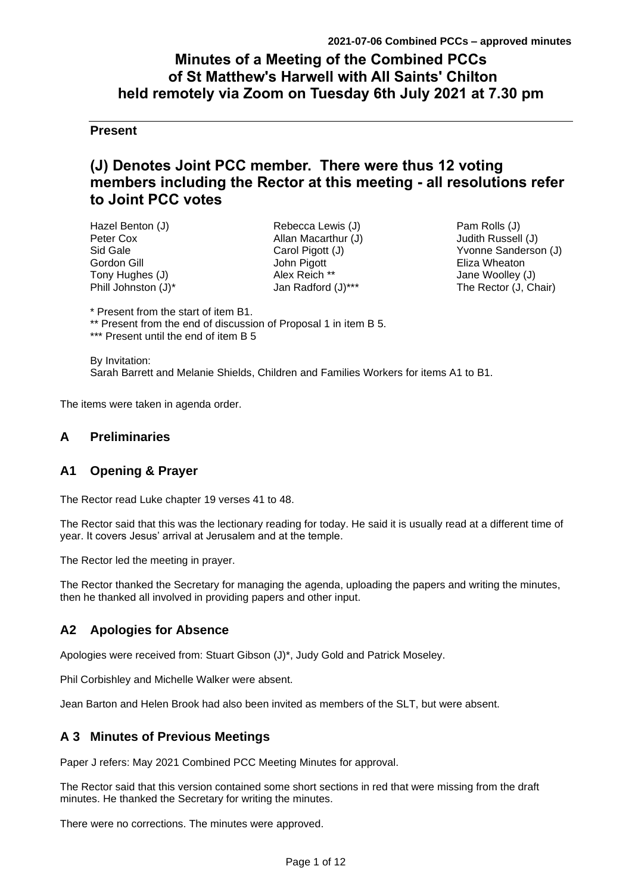# Minutes of a Meeting of the Combined PCCs of St Matthew's Harwell with All Saints' Chilton held remotely via Zoom on Tuesday 6th July 2021 at 7.30 pm

**Present**

## (J) Denotes Joint PCC member. There were thus 12 voting members including the Rector at this meeting - all resolutions refer to Joint PCC votes

Hazel Benton (J)
Peter Cox
Sid Gale
Gordon Gill
Tony Hughes (J)
Phill Johnston (J)*
Rebecca Lewis (J)
Allan Macarthur (J)
Carol Pigott (J)
John Pigott
Alex Reich **
Jan Radford (J)***
Pam Rolls (J)
Judith Russell (J)
Yvonne Sanderson (J)
Eliza Wheaton
Jane Woolley (J)
The Rector (J, Chair)

\* Present from the start of item B1.
\*\* Present from the end of discussion of Proposal 1 in item B 5.
\*\*\* Present until the end of item B 5

By Invitation:
Sarah Barrett and Melanie Shields, Children and Families Workers for items A1 to B1.

The items were taken in agenda order.

## A Preliminaries

### A1 Opening & Prayer

The Rector read Luke chapter 19 verses 41 to 48.

The Rector said that this was the lectionary reading for today. He said it is usually read at a different time of year. It covers Jesus' arrival at Jerusalem and at the temple.

The Rector led the meeting in prayer.

The Rector thanked the Secretary for managing the agenda, uploading the papers and writing the minutes, then he thanked all involved in providing papers and other input.

### A2 Apologies for Absence

Apologies were received from: Stuart Gibson (J)*, Judy Gold and Patrick Moseley.

Phil Corbishley and Michelle Walker were absent.

Jean Barton and Helen Brook had also been invited as members of the SLT, but were absent.

### A 3 Minutes of Previous Meetings

Paper J refers: May 2021 Combined PCC Meeting Minutes for approval.

The Rector said that this version contained some short sections in red that were missing from the draft minutes. He thanked the Secretary for writing the minutes.

There were no corrections. The minutes were approved.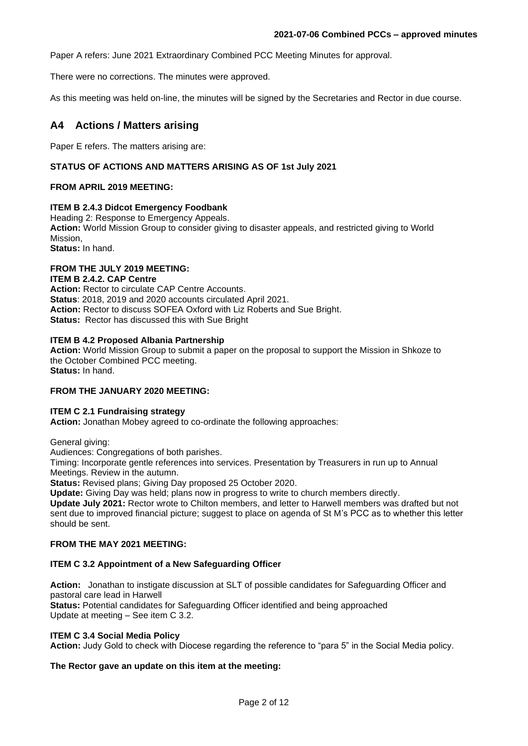Paper A refers: June 2021 Extraordinary Combined PCC Meeting Minutes for approval.

There were no corrections. The minutes were approved.

As this meeting was held on-line, the minutes will be signed by the Secretaries and Rector in due course.

## A4 Actions / Matters arising

Paper E refers. The matters arising are:

**STATUS OF ACTIONS AND MATTERS ARISING AS OF 1st July 2021**

**FROM APRIL 2019 MEETING:**

**ITEM B 2.4.3 Didcot Emergency Foodbank**
Heading 2: Response to Emergency Appeals.
**Action:** World Mission Group to consider giving to disaster appeals, and restricted giving to World Mission,
**Status:** In hand.

**FROM THE JULY 2019 MEETING:**
**ITEM B 2.4.2. CAP Centre**
**Action:** Rector to circulate CAP Centre Accounts.
**Status**: 2018, 2019 and 2020 accounts circulated April 2021.
**Action:** Rector to discuss SOFEA Oxford with Liz Roberts and Sue Bright.
**Status:** Rector has discussed this with Sue Bright

**ITEM B 4.2 Proposed Albania Partnership**
**Action:** World Mission Group to submit a paper on the proposal to support the Mission in Shkoze to the October Combined PCC meeting.
**Status:** In hand.

**FROM THE JANUARY 2020 MEETING:**

**ITEM C 2.1 Fundraising strategy**
**Action:** Jonathan Mobey agreed to co-ordinate the following approaches:

General giving:
Audiences: Congregations of both parishes.
Timing: Incorporate gentle references into services. Presentation by Treasurers in run up to Annual Meetings. Review in the autumn.
**Status:** Revised plans; Giving Day proposed 25 October 2020.
**Update:** Giving Day was held; plans now in progress to write to church members directly.
**Update July 2021:** Rector wrote to Chilton members, and letter to Harwell members was drafted but not sent due to improved financial picture; suggest to place on agenda of St M's PCC as to whether this letter should be sent.

**FROM THE MAY 2021 MEETING:**

**ITEM C 3.2 Appointment of a New Safeguarding Officer**

**Action:** Jonathan to instigate discussion at SLT of possible candidates for Safeguarding Officer and pastoral care lead in Harwell
**Status:** Potential candidates for Safeguarding Officer identified and being approached
Update at meeting – See item C 3.2.

**ITEM C 3.4 Social Media Policy**
**Action:** Judy Gold to check with Diocese regarding the reference to "para 5" in the Social Media policy.

**The Rector gave an update on this item at the meeting:**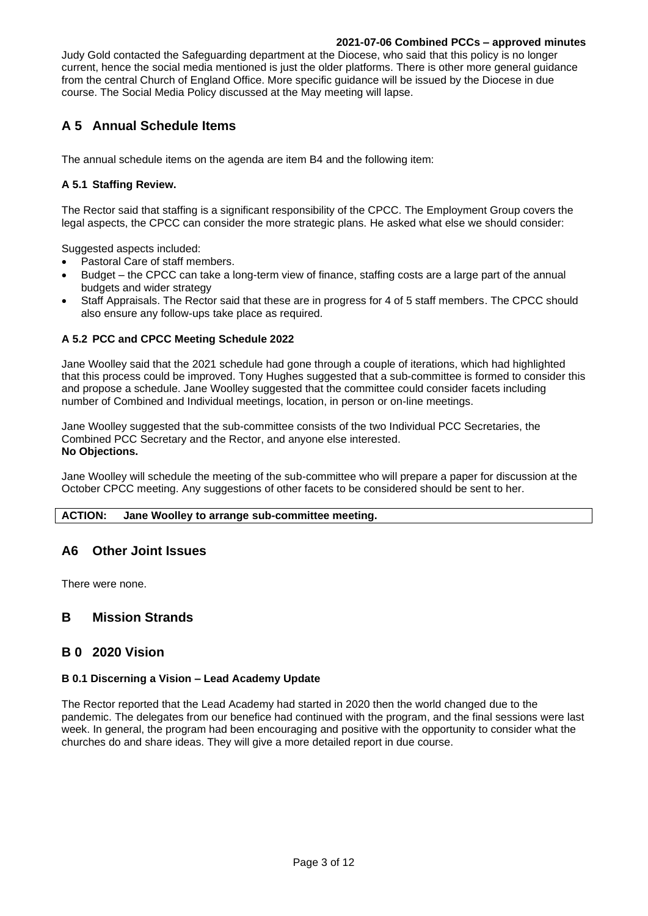Judy Gold contacted the Safeguarding department at the Diocese, who said that this policy is no longer current, hence the social media mentioned is just the older platforms. There is other more general guidance from the central Church of England Office. More specific guidance will be issued by the Diocese in due course. The Social Media Policy discussed at the May meeting will lapse.

## A 5 Annual Schedule Items

The annual schedule items on the agenda are item B4 and the following item:

### A 5.1 Staffing Review.

The Rector said that staffing is a significant responsibility of the CPCC. The Employment Group covers the legal aspects, the CPCC can consider the more strategic plans. He asked what else we should consider:

Suggested aspects included:

- Pastoral Care of staff members.
- Budget – the CPCC can take a long-term view of finance, staffing costs are a large part of the annual budgets and wider strategy
- Staff Appraisals. The Rector said that these are in progress for 4 of 5 staff members. The CPCC should also ensure any follow-ups take place as required.

### A 5.2 PCC and CPCC Meeting Schedule 2022

Jane Woolley said that the 2021 schedule had gone through a couple of iterations, which had highlighted that this process could be improved. Tony Hughes suggested that a sub-committee is formed to consider this and propose a schedule. Jane Woolley suggested that the committee could consider facets including number of Combined and Individual meetings, location, in person or on-line meetings.

Jane Woolley suggested that the sub-committee consists of the two Individual PCC Secretaries, the Combined PCC Secretary and the Rector, and anyone else interested.
**No Objections.**

Jane Woolley will schedule the meeting of the sub-committee who will prepare a paper for discussion at the October CPCC meeting. Any suggestions of other facets to be considered should be sent to her.

**ACTION: Jane Woolley to arrange sub-committee meeting.**

## A6 Other Joint Issues

There were none.

## B Mission Strands

## B 0 2020 Vision

### B 0.1 Discerning a Vision – Lead Academy Update

The Rector reported that the Lead Academy had started in 2020 then the world changed due to the pandemic. The delegates from our benefice had continued with the program, and the final sessions were last week. In general, the program had been encouraging and positive with the opportunity to consider what the churches do and share ideas. They will give a more detailed report in due course.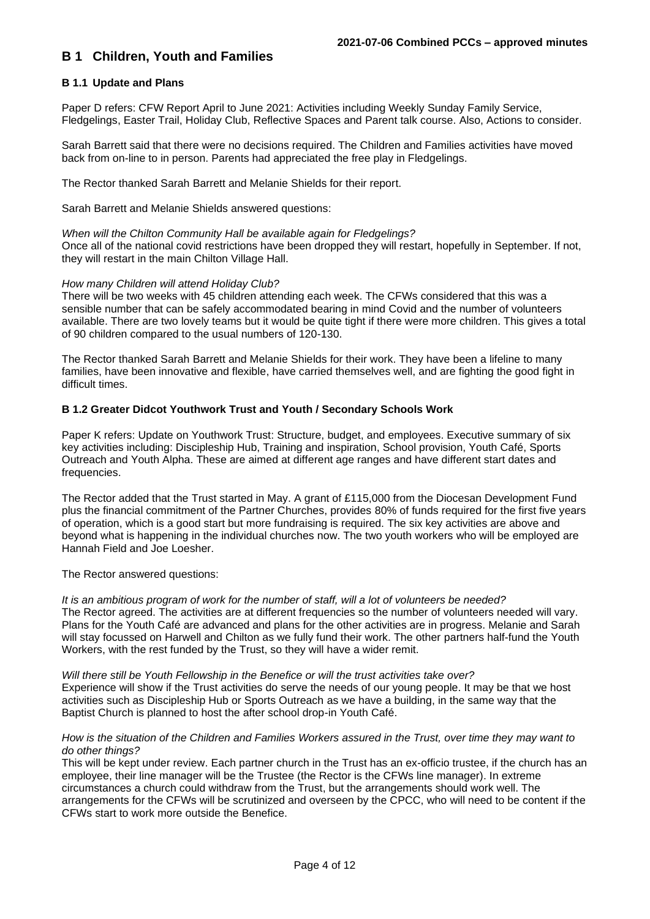## B 1 Children, Youth and Families

### B 1.1 Update and Plans

Paper D refers: CFW Report April to June 2021: Activities including Weekly Sunday Family Service, Fledgelings, Easter Trail, Holiday Club, Reflective Spaces and Parent talk course. Also, Actions to consider.

Sarah Barrett said that there were no decisions required. The Children and Families activities have moved back from on-line to in person. Parents had appreciated the free play in Fledgelings.

The Rector thanked Sarah Barrett and Melanie Shields for their report.

Sarah Barrett and Melanie Shields answered questions:

*When will the Chilton Community Hall be available again for Fledgelings?*
Once all of the national covid restrictions have been dropped they will restart, hopefully in September. If not, they will restart in the main Chilton Village Hall.

*How many Children will attend Holiday Club?*
There will be two weeks with 45 children attending each week. The CFWs considered that this was a sensible number that can be safely accommodated bearing in mind Covid and the number of volunteers available. There are two lovely teams but it would be quite tight if there were more children. This gives a total of 90 children compared to the usual numbers of 120-130.

The Rector thanked Sarah Barrett and Melanie Shields for their work. They have been a lifeline to many families, have been innovative and flexible, have carried themselves well, and are fighting the good fight in difficult times.

### B 1.2 Greater Didcot Youthwork Trust and Youth / Secondary Schools Work

Paper K refers: Update on Youthwork Trust: Structure, budget, and employees. Executive summary of six key activities including: Discipleship Hub, Training and inspiration, School provision, Youth Café, Sports Outreach and Youth Alpha. These are aimed at different age ranges and have different start dates and frequencies.

The Rector added that the Trust started in May. A grant of £115,000 from the Diocesan Development Fund plus the financial commitment of the Partner Churches, provides 80% of funds required for the first five years of operation, which is a good start but more fundraising is required. The six key activities are above and beyond what is happening in the individual churches now. The two youth workers who will be employed are Hannah Field and Joe Loesher.

The Rector answered questions:

*It is an ambitious program of work for the number of staff, will a lot of volunteers be needed?*
The Rector agreed. The activities are at different frequencies so the number of volunteers needed will vary. Plans for the Youth Café are advanced and plans for the other activities are in progress. Melanie and Sarah will stay focussed on Harwell and Chilton as we fully fund their work. The other partners half-fund the Youth Workers, with the rest funded by the Trust, so they will have a wider remit.

*Will there still be Youth Fellowship in the Benefice or will the trust activities take over?*
Experience will show if the Trust activities do serve the needs of our young people. It may be that we host activities such as Discipleship Hub or Sports Outreach as we have a building, in the same way that the Baptist Church is planned to host the after school drop-in Youth Café.

*How is the situation of the Children and Families Workers assured in the Trust, over time they may want to do other things?*
This will be kept under review. Each partner church in the Trust has an ex-officio trustee, if the church has an employee, their line manager will be the Trustee (the Rector is the CFWs line manager). In extreme circumstances a church could withdraw from the Trust, but the arrangements should work well. The arrangements for the CFWs will be scrutinized and overseen by the CPCC, who will need to be content if the CFWs start to work more outside the Benefice.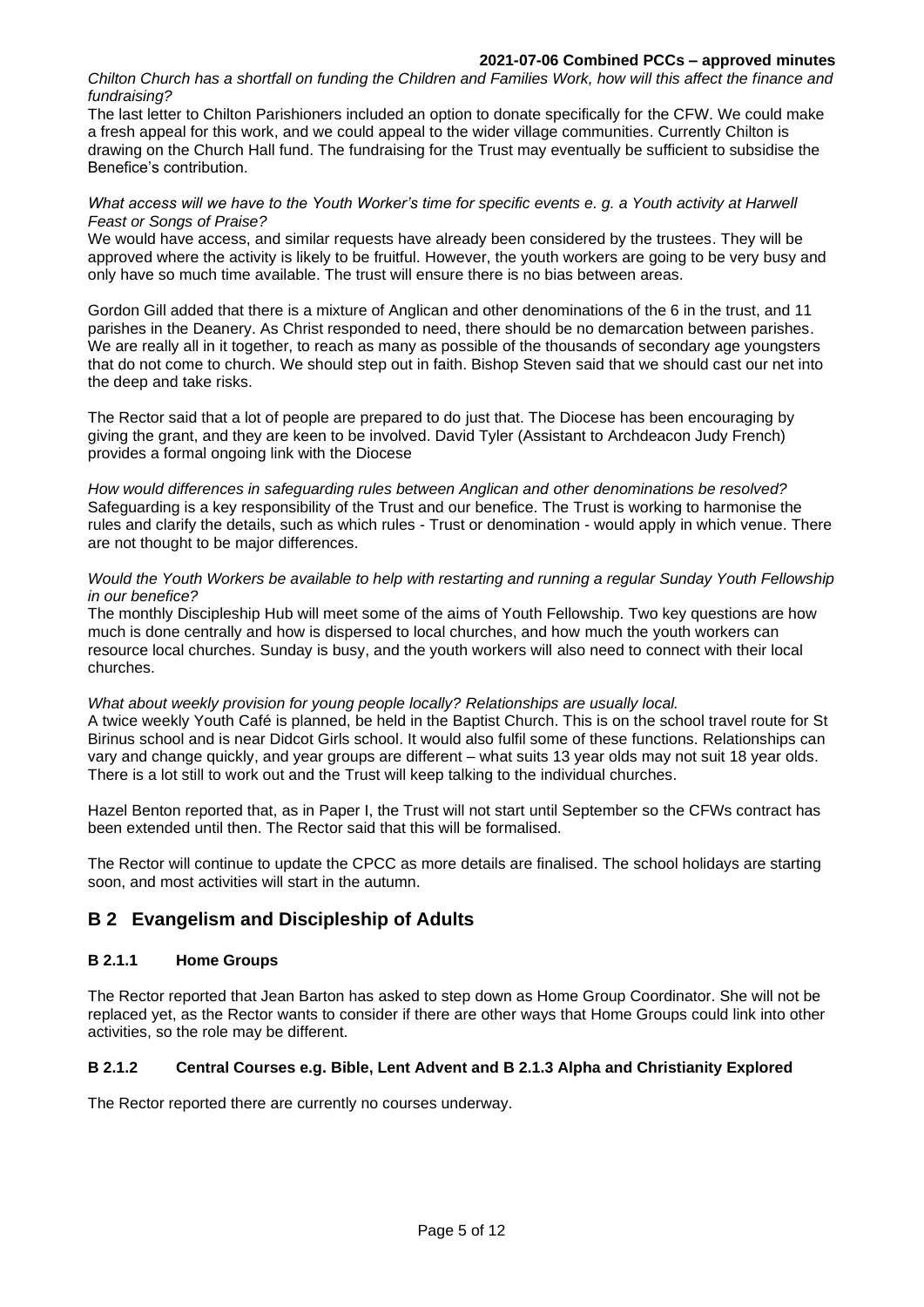*Chilton Church has a shortfall on funding the Children and Families Work, how will this affect the finance and fundraising?*

The last letter to Chilton Parishioners included an option to donate specifically for the CFW. We could make a fresh appeal for this work, and we could appeal to the wider village communities. Currently Chilton is drawing on the Church Hall fund. The fundraising for the Trust may eventually be sufficient to subsidise the Benefice's contribution.

*What access will we have to the Youth Worker's time for specific events e. g. a Youth activity at Harwell Feast or Songs of Praise?*

We would have access, and similar requests have already been considered by the trustees. They will be approved where the activity is likely to be fruitful. However, the youth workers are going to be very busy and only have so much time available. The trust will ensure there is no bias between areas.

Gordon Gill added that there is a mixture of Anglican and other denominations of the 6 in the trust, and 11 parishes in the Deanery. As Christ responded to need, there should be no demarcation between parishes. We are really all in it together, to reach as many as possible of the thousands of secondary age youngsters that do not come to church. We should step out in faith. Bishop Steven said that we should cast our net into the deep and take risks.

The Rector said that a lot of people are prepared to do just that. The Diocese has been encouraging by giving the grant, and they are keen to be involved. David Tyler (Assistant to Archdeacon Judy French) provides a formal ongoing link with the Diocese

*How would differences in safeguarding rules between Anglican and other denominations be resolved?*

Safeguarding is a key responsibility of the Trust and our benefice. The Trust is working to harmonise the rules and clarify the details, such as which rules - Trust or denomination - would apply in which venue. There are not thought to be major differences.

*Would the Youth Workers be available to help with restarting and running a regular Sunday Youth Fellowship in our benefice?*

The monthly Discipleship Hub will meet some of the aims of Youth Fellowship. Two key questions are how much is done centrally and how is dispersed to local churches, and how much the youth workers can resource local churches. Sunday is busy, and the youth workers will also need to connect with their local churches.

*What about weekly provision for young people locally? Relationships are usually local.*

A twice weekly Youth Café is planned, be held in the Baptist Church. This is on the school travel route for St Birinus school and is near Didcot Girls school. It would also fulfil some of these functions. Relationships can vary and change quickly, and year groups are different – what suits 13 year olds may not suit 18 year olds. There is a lot still to work out and the Trust will keep talking to the individual churches.

Hazel Benton reported that, as in Paper I, the Trust will not start until September so the CFWs contract has been extended until then. The Rector said that this will be formalised.

The Rector will continue to update the CPCC as more details are finalised. The school holidays are starting soon, and most activities will start in the autumn.

## B 2 Evangelism and Discipleship of Adults

### B 2.1.1 Home Groups

The Rector reported that Jean Barton has asked to step down as Home Group Coordinator. She will not be replaced yet, as the Rector wants to consider if there are other ways that Home Groups could link into other activities, so the role may be different.

### B 2.1.2 Central Courses e.g. Bible, Lent Advent and B 2.1.3 Alpha and Christianity Explored

The Rector reported there are currently no courses underway.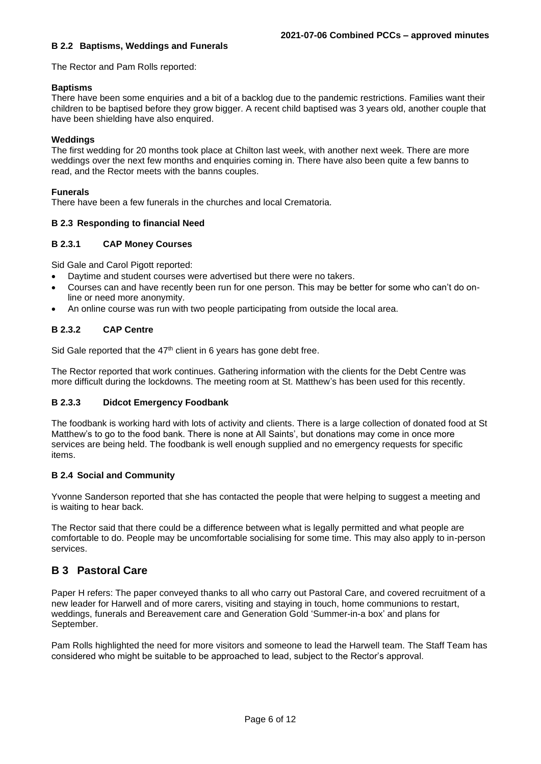### B 2.2 Baptisms, Weddings and Funerals

The Rector and Pam Rolls reported:

**Baptisms**
There have been some enquiries and a bit of a backlog due to the pandemic restrictions. Families want their children to be baptised before they grow bigger. A recent child baptised was 3 years old, another couple that have been shielding have also enquired.

**Weddings**
The first wedding for 20 months took place at Chilton last week, with another next week. There are more weddings over the next few months and enquiries coming in. There have also been quite a few banns to read, and the Rector meets with the banns couples.

**Funerals**
There have been a few funerals in the churches and local Crematoria.

### B 2.3 Responding to financial Need

#### B 2.3.1 CAP Money Courses

Sid Gale and Carol Pigott reported:

- Daytime and student courses were advertised but there were no takers.
- Courses can and have recently been run for one person. This may be better for some who can't do on-line or need more anonymity.
- An online course was run with two people participating from outside the local area.

#### B 2.3.2 CAP Centre

Sid Gale reported that the 47th client in 6 years has gone debt free.

The Rector reported that work continues. Gathering information with the clients for the Debt Centre was more difficult during the lockdowns. The meeting room at St. Matthew's has been used for this recently.

#### B 2.3.3 Didcot Emergency Foodbank

The foodbank is working hard with lots of activity and clients. There is a large collection of donated food at St Matthew's to go to the food bank. There is none at All Saints', but donations may come in once more services are being held. The foodbank is well enough supplied and no emergency requests for specific items.

### B 2.4 Social and Community

Yvonne Sanderson reported that she has contacted the people that were helping to suggest a meeting and is waiting to hear back.

The Rector said that there could be a difference between what is legally permitted and what people are comfortable to do. People may be uncomfortable socialising for some time. This may also apply to in-person services.

## B 3 Pastoral Care

Paper H refers: The paper conveyed thanks to all who carry out Pastoral Care, and covered recruitment of a new leader for Harwell and of more carers, visiting and staying in touch, home communions to restart, weddings, funerals and Bereavement care and Generation Gold 'Summer-in-a box' and plans for September.

Pam Rolls highlighted the need for more visitors and someone to lead the Harwell team. The Staff Team has considered who might be suitable to be approached to lead, subject to the Rector's approval.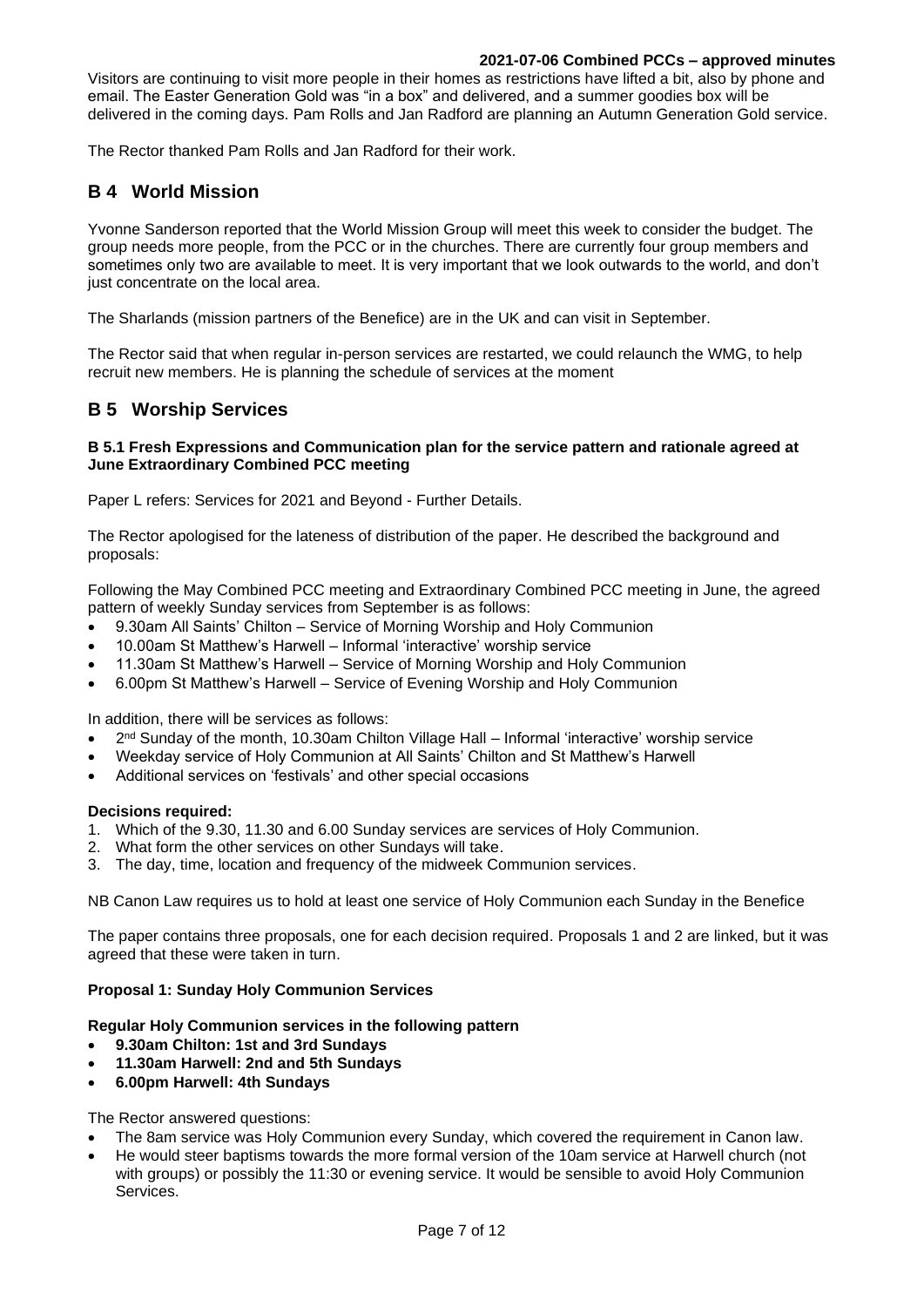Visitors are continuing to visit more people in their homes as restrictions have lifted a bit, also by phone and email. The Easter Generation Gold was "in a box" and delivered, and a summer goodies box will be delivered in the coming days. Pam Rolls and Jan Radford are planning an Autumn Generation Gold service.

The Rector thanked Pam Rolls and Jan Radford for their work.

## B 4 World Mission

Yvonne Sanderson reported that the World Mission Group will meet this week to consider the budget. The group needs more people, from the PCC or in the churches. There are currently four group members and sometimes only two are available to meet. It is very important that we look outwards to the world, and don't just concentrate on the local area.

The Sharlands (mission partners of the Benefice) are in the UK and can visit in September.

The Rector said that when regular in-person services are restarted, we could relaunch the WMG, to help recruit new members. He is planning the schedule of services at the moment

## B 5 Worship Services

### B 5.1 Fresh Expressions and Communication plan for the service pattern and rationale agreed at June Extraordinary Combined PCC meeting

Paper L refers: Services for 2021 and Beyond - Further Details.

The Rector apologised for the lateness of distribution of the paper. He described the background and proposals:

Following the May Combined PCC meeting and Extraordinary Combined PCC meeting in June, the agreed pattern of weekly Sunday services from September is as follows:

- 9.30am All Saints' Chilton – Service of Morning Worship and Holy Communion
- 10.00am St Matthew's Harwell – Informal 'interactive' worship service
- 11.30am St Matthew's Harwell – Service of Morning Worship and Holy Communion
- 6.00pm St Matthew's Harwell – Service of Evening Worship and Holy Communion

In addition, there will be services as follows:

- 2nd Sunday of the month, 10.30am Chilton Village Hall – Informal 'interactive' worship service
- Weekday service of Holy Communion at All Saints' Chilton and St Matthew's Harwell
- Additional services on 'festivals' and other special occasions

**Decisions required:**

1. Which of the 9.30, 11.30 and 6.00 Sunday services are services of Holy Communion.
2. What form the other services on other Sundays will take.
3. The day, time, location and frequency of the midweek Communion services.

NB Canon Law requires us to hold at least one service of Holy Communion each Sunday in the Benefice

The paper contains three proposals, one for each decision required. Proposals 1 and 2 are linked, but it was agreed that these were taken in turn.

**Proposal 1: Sunday Holy Communion Services**

**Regular Holy Communion services in the following pattern**

- **9.30am Chilton: 1st and 3rd Sundays**
- **11.30am Harwell: 2nd and 5th Sundays**
- **6.00pm Harwell: 4th Sundays**

The Rector answered questions:

- The 8am service was Holy Communion every Sunday, which covered the requirement in Canon law.
- He would steer baptisms towards the more formal version of the 10am service at Harwell church (not with groups) or possibly the 11:30 or evening service. It would be sensible to avoid Holy Communion Services.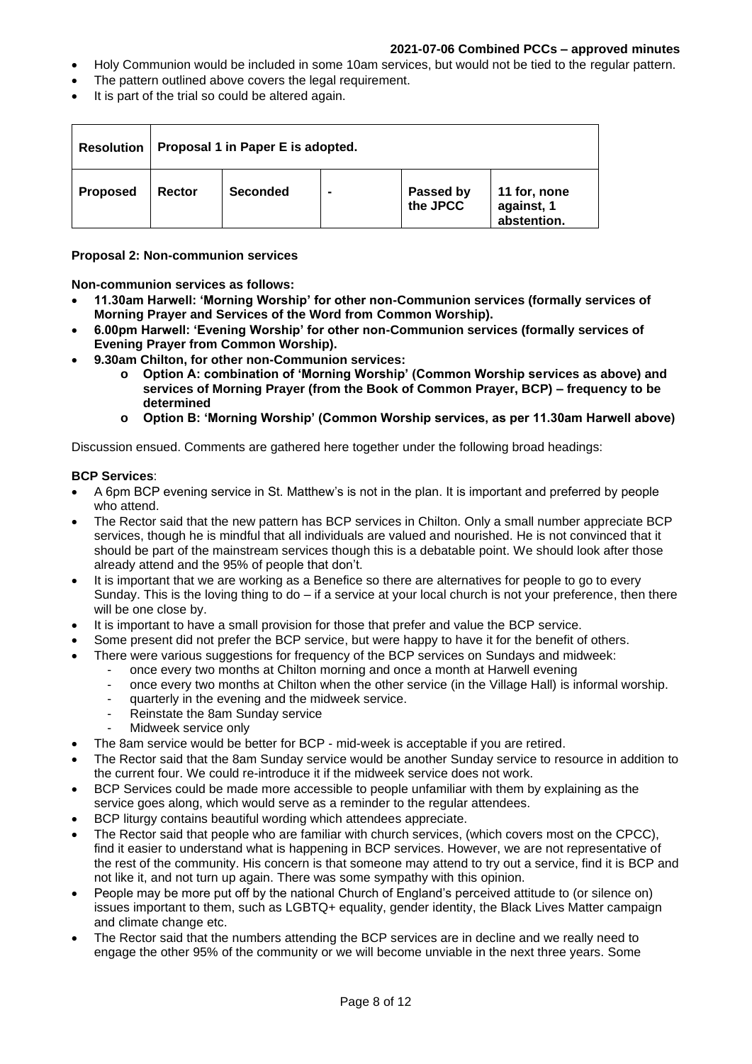- Holy Communion would be included in some 10am services, but would not be tied to the regular pattern.
- The pattern outlined above covers the legal requirement.
- It is part of the trial so could be altered again.

| Resolution | Proposal 1 in Paper E is adopted. | | | | |
|---|---|---|---|---|---|
| **Proposed** | **Rector** | **Seconded** | **-** | **Passed by the JPCC** | **11 for, none against, 1 abstention.** |

**Proposal 2: Non-communion services**

**Non-communion services as follows:**

- **11.30am Harwell: 'Morning Worship' for other non-Communion services (formally services of Morning Prayer and Services of the Word from Common Worship).**
- **6.00pm Harwell: 'Evening Worship' for other non-Communion services (formally services of Evening Prayer from Common Worship).**
- **9.30am Chilton, for other non-Communion services:**
    - **Option A: combination of 'Morning Worship' (Common Worship services as above) and services of Morning Prayer (from the Book of Common Prayer, BCP) – frequency to be determined**
    - **Option B: 'Morning Worship' (Common Worship services, as per 11.30am Harwell above)**

Discussion ensued. Comments are gathered here together under the following broad headings:

**BCP Services**:

- A 6pm BCP evening service in St. Matthew's is not in the plan. It is important and preferred by people who attend.
- The Rector said that the new pattern has BCP services in Chilton. Only a small number appreciate BCP services, though he is mindful that all individuals are valued and nourished. He is not convinced that it should be part of the mainstream services though this is a debatable point. We should look after those already attend and the 95% of people that don't.
- It is important that we are working as a Benefice so there are alternatives for people to go to every Sunday. This is the loving thing to do – if a service at your local church is not your preference, then there will be one close by.
- It is important to have a small provision for those that prefer and value the BCP service.
- Some present did not prefer the BCP service, but were happy to have it for the benefit of others.
- There were various suggestions for frequency of the BCP services on Sundays and midweek:
    - once every two months at Chilton morning and once a month at Harwell evening
    - once every two months at Chilton when the other service (in the Village Hall) is informal worship.
    - quarterly in the evening and the midweek service.
    - Reinstate the 8am Sunday service
    - Midweek service only
- The 8am service would be better for BCP - mid-week is acceptable if you are retired.
- The Rector said that the 8am Sunday service would be another Sunday service to resource in addition to the current four. We could re-introduce it if the midweek service does not work.
- BCP Services could be made more accessible to people unfamiliar with them by explaining as the service goes along, which would serve as a reminder to the regular attendees.
- BCP liturgy contains beautiful wording which attendees appreciate.
- The Rector said that people who are familiar with church services, (which covers most on the CPCC), find it easier to understand what is happening in BCP services. However, we are not representative of the rest of the community. His concern is that someone may attend to try out a service, find it is BCP and not like it, and not turn up again. There was some sympathy with this opinion.
- People may be more put off by the national Church of England's perceived attitude to (or silence on) issues important to them, such as LGBTQ+ equality, gender identity, the Black Lives Matter campaign and climate change etc.
- The Rector said that the numbers attending the BCP services are in decline and we really need to engage the other 95% of the community or we will become unviable in the next three years. Some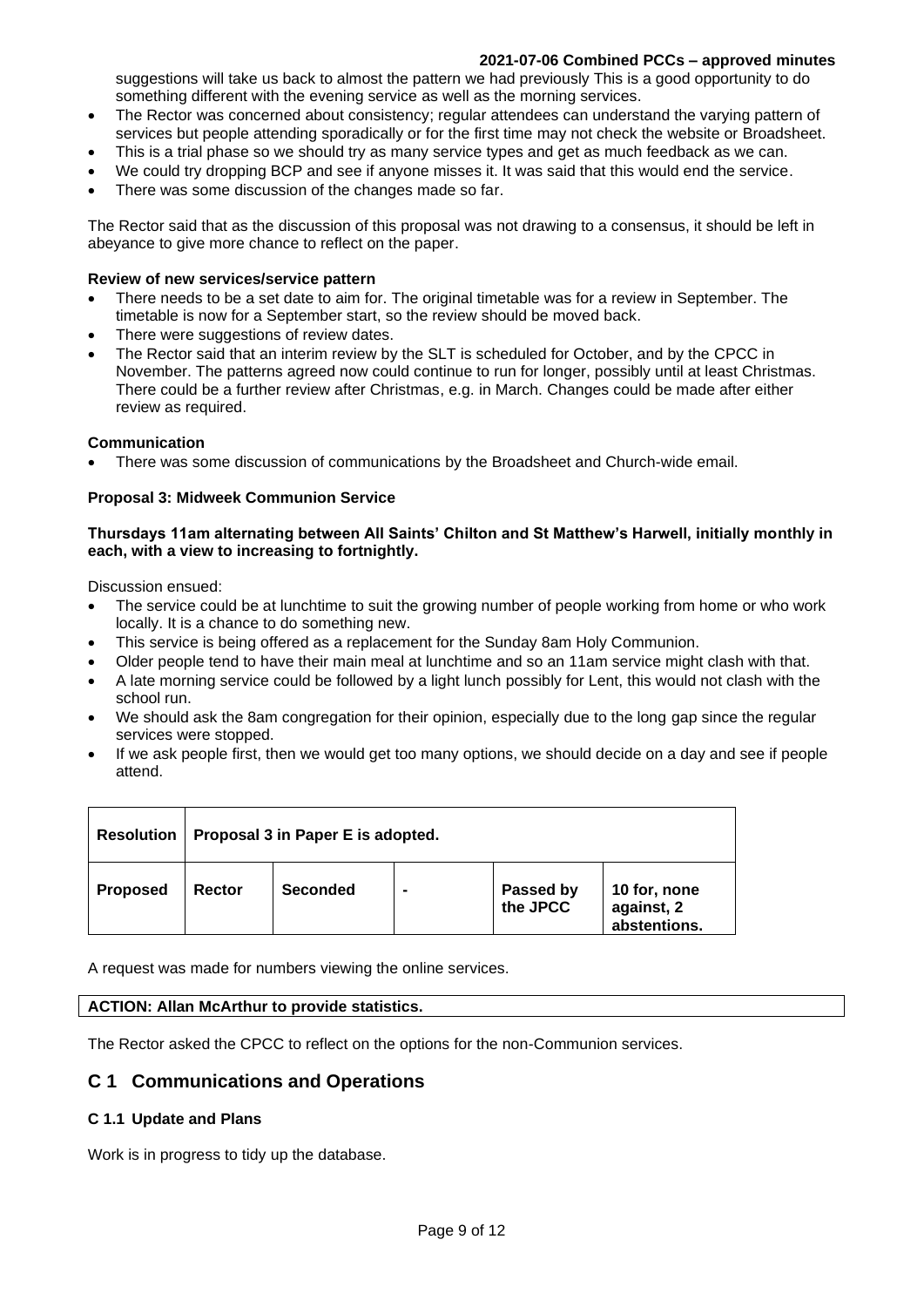suggestions will take us back to almost the pattern we had previously This is a good opportunity to do something different with the evening service as well as the morning services.

- The Rector was concerned about consistency; regular attendees can understand the varying pattern of services but people attending sporadically or for the first time may not check the website or Broadsheet.
- This is a trial phase so we should try as many service types and get as much feedback as we can.
- We could try dropping BCP and see if anyone misses it. It was said that this would end the service.
- There was some discussion of the changes made so far.

The Rector said that as the discussion of this proposal was not drawing to a consensus, it should be left in abeyance to give more chance to reflect on the paper.

**Review of new services/service pattern**

- There needs to be a set date to aim for. The original timetable was for a review in September. The timetable is now for a September start, so the review should be moved back.
- There were suggestions of review dates.
- The Rector said that an interim review by the SLT is scheduled for October, and by the CPCC in November. The patterns agreed now could continue to run for longer, possibly until at least Christmas. There could be a further review after Christmas, e.g. in March. Changes could be made after either review as required.

**Communication**

- There was some discussion of communications by the Broadsheet and Church-wide email.

**Proposal 3: Midweek Communion Service**

**Thursdays 11am alternating between All Saints' Chilton and St Matthew's Harwell, initially monthly in each, with a view to increasing to fortnightly.**

Discussion ensued:

- The service could be at lunchtime to suit the growing number of people working from home or who work locally. It is a chance to do something new.
- This service is being offered as a replacement for the Sunday 8am Holy Communion.
- Older people tend to have their main meal at lunchtime and so an 11am service might clash with that.
- A late morning service could be followed by a light lunch possibly for Lent, this would not clash with the school run.
- We should ask the 8am congregation for their opinion, especially due to the long gap since the regular services were stopped.
- If we ask people first, then we would get too many options, we should decide on a day and see if people attend.

| **Resolution** | **Proposal 3 in Paper E is adopted.** | | | | |
|---|---|---|---|---|---|
| **Proposed** | **Rector** | **Seconded** | **-** | **Passed by the JPCC** | **10 for, none against, 2 abstentions.** |

A request was made for numbers viewing the online services.

| **ACTION: Allan McArthur to provide statistics.** |
|---|

The Rector asked the CPCC to reflect on the options for the non-Communion services.

## C 1 Communications and Operations

### C 1.1 Update and Plans

Work is in progress to tidy up the database.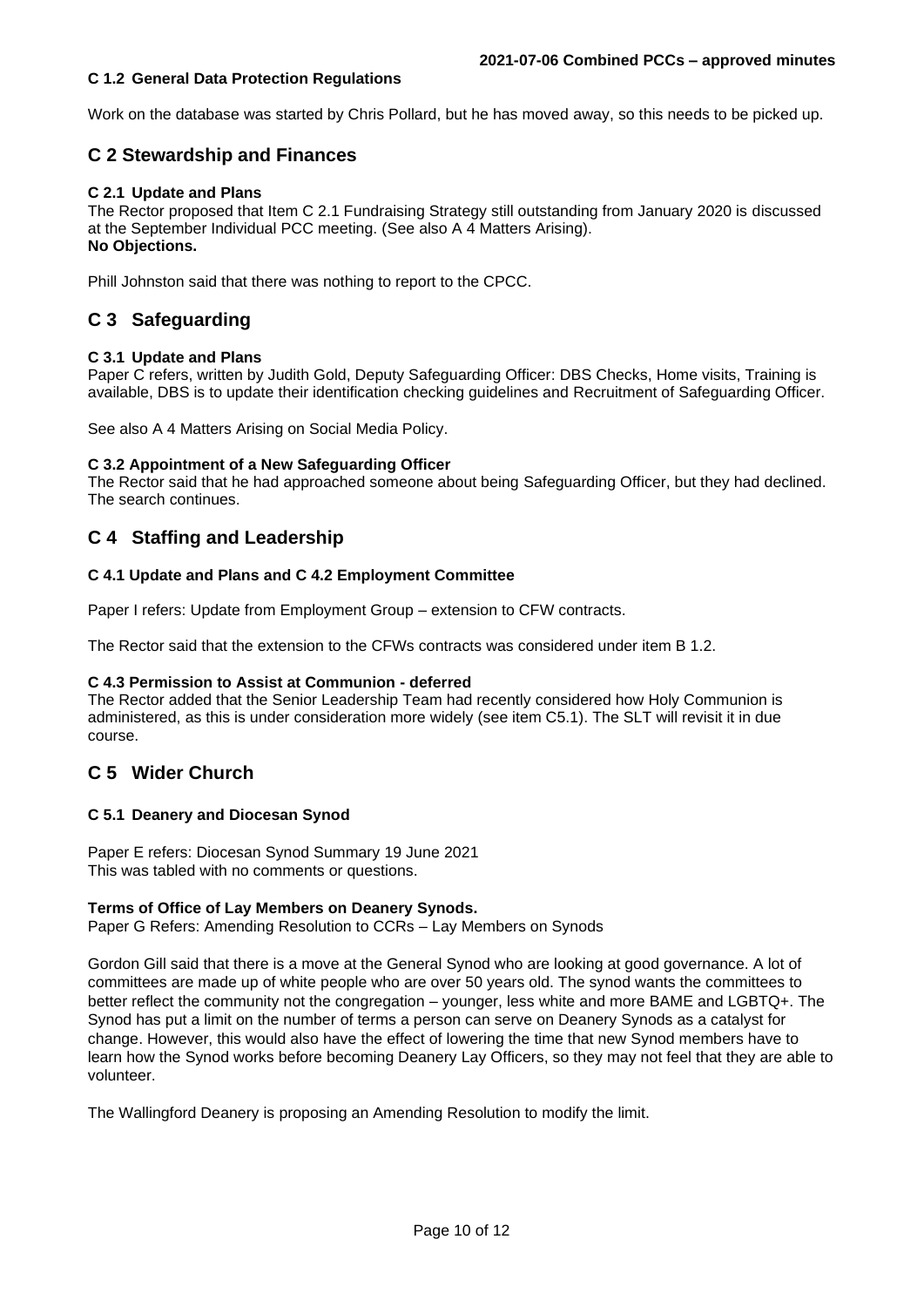#### C 1.2 General Data Protection Regulations

Work on the database was started by Chris Pollard, but he has moved away, so this needs to be picked up.

## C 2 Stewardship and Finances

#### C 2.1 Update and Plans

The Rector proposed that Item C 2.1 Fundraising Strategy still outstanding from January 2020 is discussed at the September Individual PCC meeting. (See also A 4 Matters Arising).
**No Objections.**

Phill Johnston said that there was nothing to report to the CPCC.

## C 3 Safeguarding

#### C 3.1 Update and Plans

Paper C refers, written by Judith Gold, Deputy Safeguarding Officer: DBS Checks, Home visits, Training is available, DBS is to update their identification checking guidelines and Recruitment of Safeguarding Officer.

See also A 4 Matters Arising on Social Media Policy.

#### C 3.2 Appointment of a New Safeguarding Officer

The Rector said that he had approached someone about being Safeguarding Officer, but they had declined. The search continues.

## C 4 Staffing and Leadership

#### C 4.1 Update and Plans and C 4.2 Employment Committee

Paper I refers: Update from Employment Group – extension to CFW contracts.

The Rector said that the extension to the CFWs contracts was considered under item B 1.2.

#### C 4.3 Permission to Assist at Communion - deferred

The Rector added that the Senior Leadership Team had recently considered how Holy Communion is administered, as this is under consideration more widely (see item C5.1). The SLT will revisit it in due course.

## C 5 Wider Church

#### C 5.1 Deanery and Diocesan Synod

Paper E refers: Diocesan Synod Summary 19 June 2021
This was tabled with no comments or questions.

**Terms of Office of Lay Members on Deanery Synods.**
Paper G Refers: Amending Resolution to CCRs – Lay Members on Synods

Gordon Gill said that there is a move at the General Synod who are looking at good governance. A lot of committees are made up of white people who are over 50 years old. The synod wants the committees to better reflect the community not the congregation – younger, less white and more BAME and LGBTQ+. The Synod has put a limit on the number of terms a person can serve on Deanery Synods as a catalyst for change. However, this would also have the effect of lowering the time that new Synod members have to learn how the Synod works before becoming Deanery Lay Officers, so they may not feel that they are able to volunteer.

The Wallingford Deanery is proposing an Amending Resolution to modify the limit.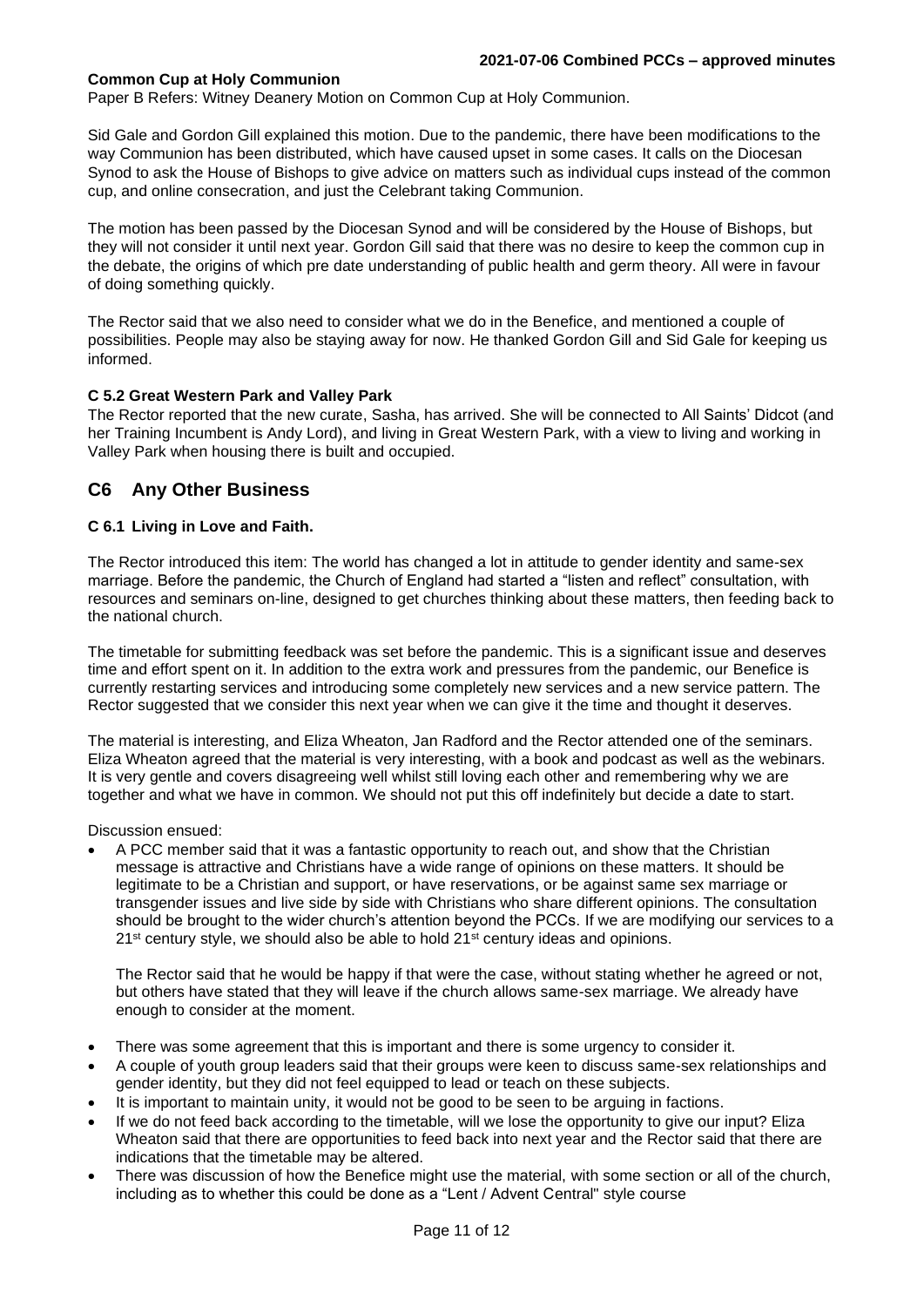**Common Cup at Holy Communion**

Paper B Refers: Witney Deanery Motion on Common Cup at Holy Communion.

Sid Gale and Gordon Gill explained this motion. Due to the pandemic, there have been modifications to the way Communion has been distributed, which have caused upset in some cases. It calls on the Diocesan Synod to ask the House of Bishops to give advice on matters such as individual cups instead of the common cup, and online consecration, and just the Celebrant taking Communion.

The motion has been passed by the Diocesan Synod and will be considered by the House of Bishops, but they will not consider it until next year. Gordon Gill said that there was no desire to keep the common cup in the debate, the origins of which pre date understanding of public health and germ theory. All were in favour of doing something quickly.

The Rector said that we also need to consider what we do in the Benefice, and mentioned a couple of possibilities. People may also be staying away for now. He thanked Gordon Gill and Sid Gale for keeping us informed.

**C 5.2 Great Western Park and Valley Park**

The Rector reported that the new curate, Sasha, has arrived. She will be connected to All Saints' Didcot (and her Training Incumbent is Andy Lord), and living in Great Western Park, with a view to living and working in Valley Park when housing there is built and occupied.

## C6 Any Other Business

**C 6.1 Living in Love and Faith.**

The Rector introduced this item: The world has changed a lot in attitude to gender identity and same-sex marriage. Before the pandemic, the Church of England had started a "listen and reflect" consultation, with resources and seminars on-line, designed to get churches thinking about these matters, then feeding back to the national church.

The timetable for submitting feedback was set before the pandemic. This is a significant issue and deserves time and effort spent on it. In addition to the extra work and pressures from the pandemic, our Benefice is currently restarting services and introducing some completely new services and a new service pattern. The Rector suggested that we consider this next year when we can give it the time and thought it deserves.

The material is interesting, and Eliza Wheaton, Jan Radford and the Rector attended one of the seminars. Eliza Wheaton agreed that the material is very interesting, with a book and podcast as well as the webinars. It is very gentle and covers disagreeing well whilst still loving each other and remembering why we are together and what we have in common. We should not put this off indefinitely but decide a date to start.

Discussion ensued:

- A PCC member said that it was a fantastic opportunity to reach out, and show that the Christian message is attractive and Christians have a wide range of opinions on these matters. It should be legitimate to be a Christian and support, or have reservations, or be against same sex marriage or transgender issues and live side by side with Christians who share different opinions. The consultation should be brought to the wider church's attention beyond the PCCs. If we are modifying our services to a 21st century style, we should also be able to hold 21st century ideas and opinions.

  The Rector said that he would be happy if that were the case, without stating whether he agreed or not, but others have stated that they will leave if the church allows same-sex marriage. We already have enough to consider at the moment.

- There was some agreement that this is important and there is some urgency to consider it.
- A couple of youth group leaders said that their groups were keen to discuss same-sex relationships and gender identity, but they did not feel equipped to lead or teach on these subjects.
- It is important to maintain unity, it would not be good to be seen to be arguing in factions.
- If we do not feed back according to the timetable, will we lose the opportunity to give our input? Eliza Wheaton said that there are opportunities to feed back into next year and the Rector said that there are indications that the timetable may be altered.
- There was discussion of how the Benefice might use the material, with some section or all of the church, including as to whether this could be done as a "Lent / Advent Central" style course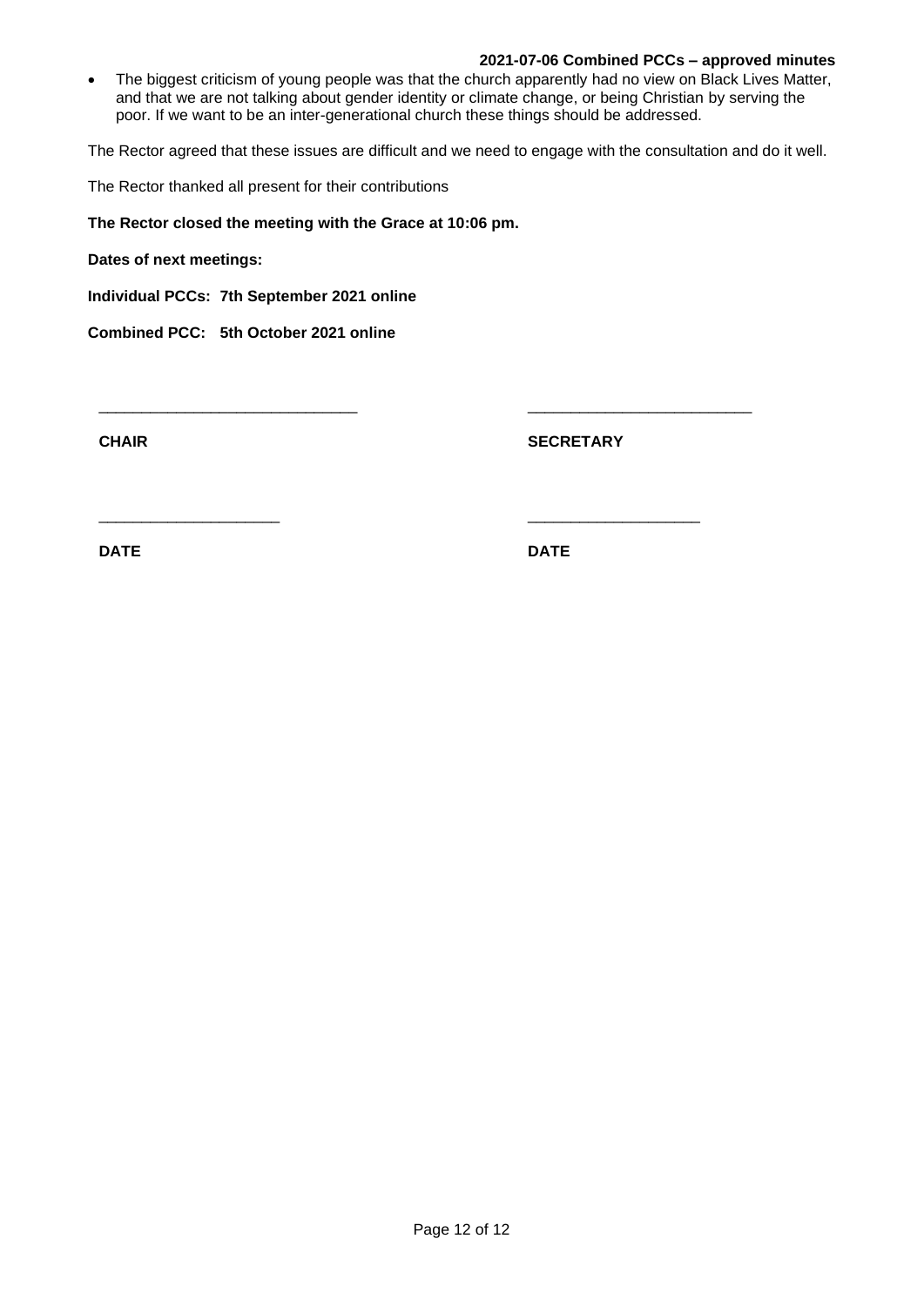- The biggest criticism of young people was that the church apparently had no view on Black Lives Matter, and that we are not talking about gender identity or climate change, or being Christian by serving the poor. If we want to be an inter-generational church these things should be addressed.

The Rector agreed that these issues are difficult and we need to engage with the consultation and do it well.

The Rector thanked all present for their contributions

**The Rector closed the meeting with the Grace at 10:06 pm.**

**Dates of next meetings:**

**Individual PCCs: 7th September 2021 online**

**Combined PCC: 5th October 2021 online**

| | |
|---|---|
| ______________________________ | __________________________ |
| **CHAIR** | **SECRETARY** |
| _____________________ | ____________________ |
| **DATE** | **DATE** |